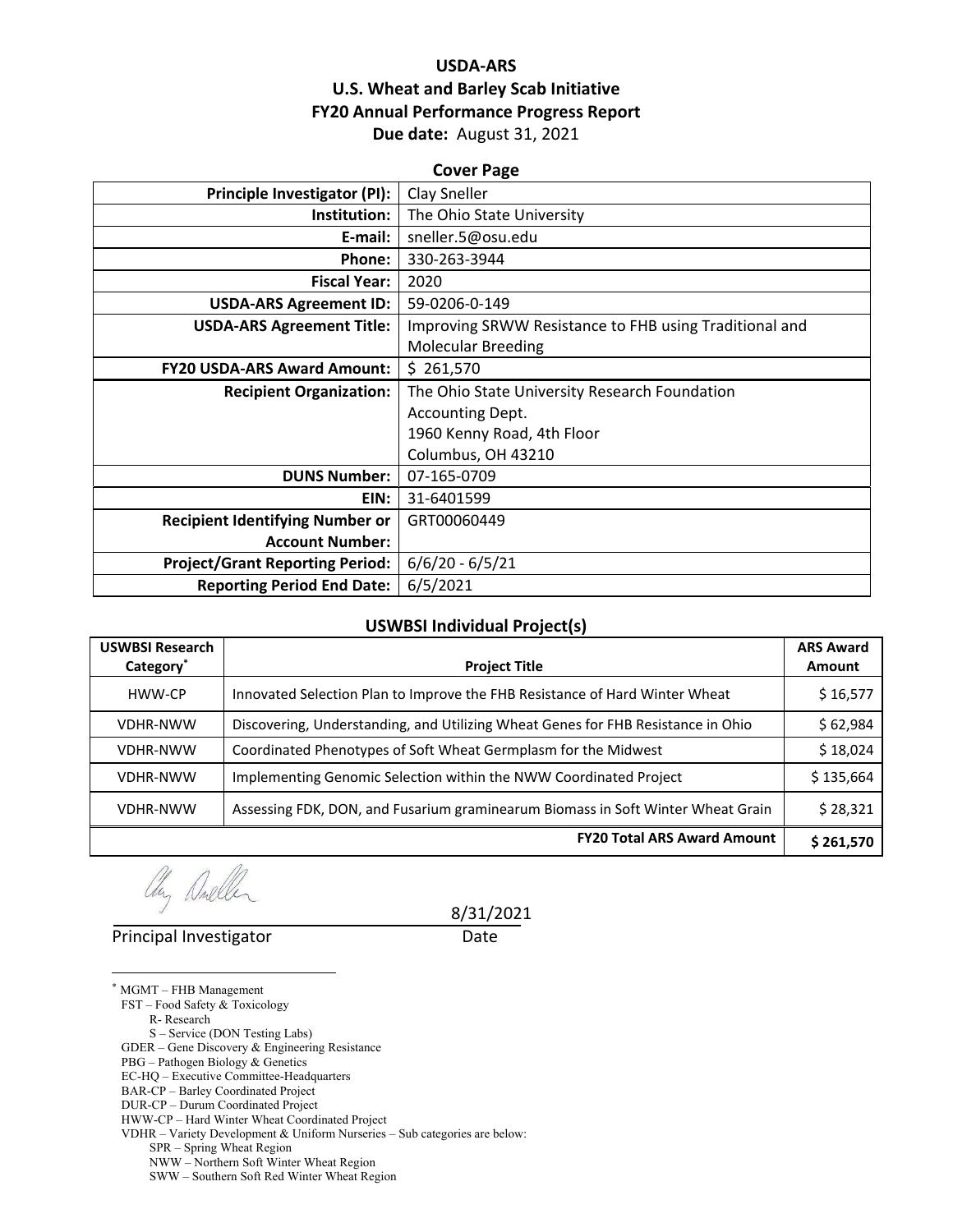# USDA-ARS
# U.S. Wheat and Barley Scab Initiative
# FY20 Annual Performance Progress Report

**Due date:** August 31, 2021

## Cover Page

| | |
|---|---|
| **Principle Investigator (PI):** | Clay Sneller |
| **Institution:** | The Ohio State University |
| **E-mail:** | sneller.5@osu.edu |
| **Phone:** | 330-263-3944 |
| **Fiscal Year:** | 2020 |
| **USDA-ARS Agreement ID:** | 59-0206-0-149 |
| **USDA-ARS Agreement Title:** | Improving SRWW Resistance to FHB using Traditional and Molecular Breeding |
| **FY20 USDA-ARS Award Amount:** | $ 261,570 |
| **Recipient Organization:** | The Ohio State University Research Foundation<br>Accounting Dept.<br>1960 Kenny Road, 4th Floor<br>Columbus, OH 43210 |
| **DUNS Number:** | 07-165-0709 |
| **EIN:** | 31-6401599 |
| **Recipient Identifying Number or Account Number:** | GRT00060449 |
| **Project/Grant Reporting Period:** | 6/6/20 - 6/5/21 |
| **Reporting Period End Date:** | 6/5/2021 |

## USWBSI Individual Project(s)

| USWBSI Research Category* | Project Title | ARS Award Amount |
|---|---|---|
| HWW-CP | Innovated Selection Plan to Improve the FHB Resistance of Hard Winter Wheat | $ 16,577 |
| VDHR-NWW | Discovering, Understanding, and Utilizing Wheat Genes for FHB Resistance in Ohio | $ 62,984 |
| VDHR-NWW | Coordinated Phenotypes of Soft Wheat Germplasm for the Midwest | $ 18,024 |
| VDHR-NWW | Implementing Genomic Selection within the NWW Coordinated Project | $ 135,664 |
| VDHR-NWW | Assessing FDK, DON, and Fusarium graminearum Biomass in Soft Winter Wheat Grain | $ 28,321 |
| | **FY20 Total ARS Award Amount** | **$ 261,570** |

Principal Investigator 8/31/2021
Date

---

* MGMT – FHB Management
FST – Food Safety & Toxicology
R- Research
S – Service (DON Testing Labs)
GDER – Gene Discovery & Engineering Resistance
PBG – Pathogen Biology & Genetics
EC-HQ – Executive Committee-Headquarters
BAR-CP – Barley Coordinated Project
DUR-CP – Durum Coordinated Project
HWW-CP – Hard Winter Wheat Coordinated Project
VDHR – Variety Development & Uniform Nurseries – Sub categories are below:
SPR – Spring Wheat Region
NWW – Northern Soft Winter Wheat Region
SWW – Southern Soft Red Winter Wheat Region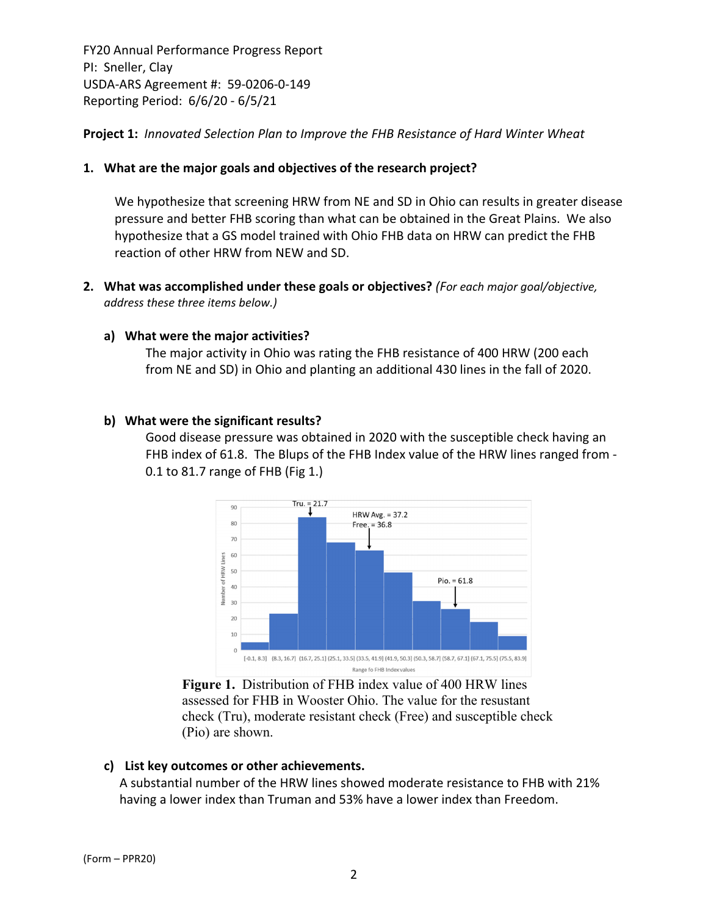FY20 Annual Performance Progress Report
PI: Sneller, Clay
USDA-ARS Agreement #: 59-0206-0-149
Reporting Period: 6/6/20 - 6/5/21

**Project 1:** *Innovated Selection Plan to Improve the FHB Resistance of Hard Winter Wheat*

1. **What are the major goals and objectives of the research project?**

   We hypothesize that screening HRW from NE and SD in Ohio can results in greater disease pressure and better FHB scoring than what can be obtained in the Great Plains. We also hypothesize that a GS model trained with Ohio FHB data on HRW can predict the FHB reaction of other HRW from NEW and SD.

2. **What was accomplished under these goals or objectives?** *(For each major goal/objective, address these three items below.)*

   a) **What were the major activities?**
   The major activity in Ohio was rating the FHB resistance of 400 HRW (200 each from NE and SD) in Ohio and planting an additional 430 lines in the fall of 2020.

   b) **What were the significant results?**
   Good disease pressure was obtained in 2020 with the susceptible check having an FHB index of 61.8. The Blups of the FHB Index value of the HRW lines ranged from -0.1 to 81.7 range of FHB (Fig 1.)

**Figure 1.** Distribution of FHB index value of 400 HRW lines assessed for FHB in Wooster Ohio. The value for the resustant check (Tru), moderate resistant check (Free) and susceptible check (Pio) are shown.

   c) **List key outcomes or other achievements.**
   A substantial number of the HRW lines showed moderate resistance to FHB with 21% having a lower index than Truman and 53% have a lower index than Freedom.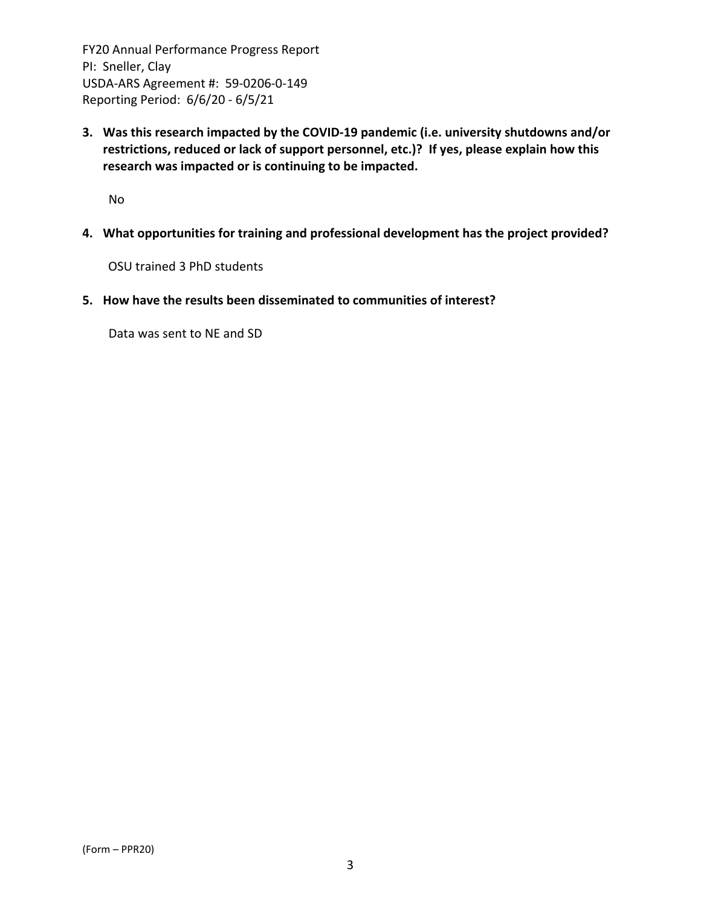**3. Was this research impacted by the COVID-19 pandemic (i.e. university shutdowns and/or restrictions, reduced or lack of support personnel, etc.)? If yes, please explain how this research was impacted or is continuing to be impacted.**

No

**4. What opportunities for training and professional development has the project provided?**

OSU trained 3 PhD students

**5. How have the results been disseminated to communities of interest?**

Data was sent to NE and SD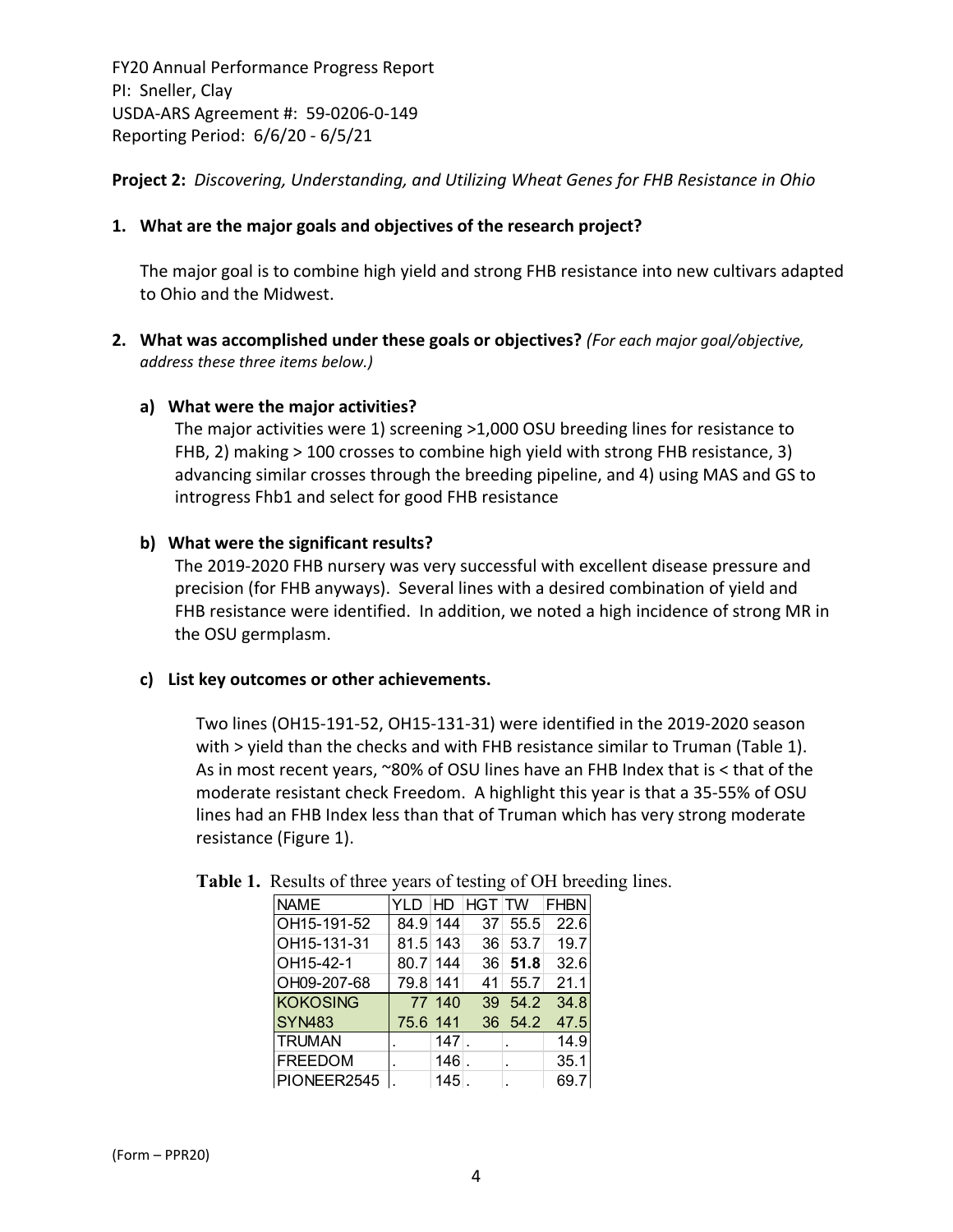FY20 Annual Performance Progress Report
PI: Sneller, Clay
USDA-ARS Agreement #: 59-0206-0-149
Reporting Period: 6/6/20 - 6/5/21

**Project 2:** *Discovering, Understanding, and Utilizing Wheat Genes for FHB Resistance in Ohio*

**1. What are the major goals and objectives of the research project?**

The major goal is to combine high yield and strong FHB resistance into new cultivars adapted to Ohio and the Midwest.

**2. What was accomplished under these goals or objectives?** *(For each major goal/objective, address these three items below.)*

**a) What were the major activities?**

The major activities were 1) screening >1,000 OSU breeding lines for resistance to FHB, 2) making > 100 crosses to combine high yield with strong FHB resistance, 3) advancing similar crosses through the breeding pipeline, and 4) using MAS and GS to introgress Fhb1 and select for good FHB resistance

**b) What were the significant results?**

The 2019-2020 FHB nursery was very successful with excellent disease pressure and precision (for FHB anyways). Several lines with a desired combination of yield and FHB resistance were identified. In addition, we noted a high incidence of strong MR in the OSU germplasm.

**c) List key outcomes or other achievements.**

Two lines (OH15-191-52, OH15-131-31) were identified in the 2019-2020 season with > yield than the checks and with FHB resistance similar to Truman (Table 1). As in most recent years, ~80% of OSU lines have an FHB Index that is < that of the moderate resistant check Freedom. A highlight this year is that a 35-55% of OSU lines had an FHB Index less than that of Truman which has very strong moderate resistance (Figure 1).

**Table 1.** Results of three years of testing of OH breeding lines.

| NAME | YLD | HD | HGT | TW | FHBN |
|---|---|---|---|---|---|
| OH15-191-52 | 84.9 | 144 | 37 | 55.5 | 22.6 |
| OH15-131-31 | 81.5 | 143 | 36 | 53.7 | 19.7 |
| OH15-42-1 | 80.7 | 144 | 36 | **51.8** | 32.6 |
| OH09-207-68 | 79.8 | 141 | 41 | 55.7 | 21.1 |
| KOKOSING | 77 | 140 | 39 | 54.2 | 34.8 |
| SYN483 | 75.6 | 141 | 36 | 54.2 | 47.5 |
| TRUMAN | . | 147 | . | . | 14.9 |
| FREEDOM | . | 146 | . | . | 35.1 |
| PIONEER2545 | . | 145 | . | . | 69.7 |

(Form – PPR20)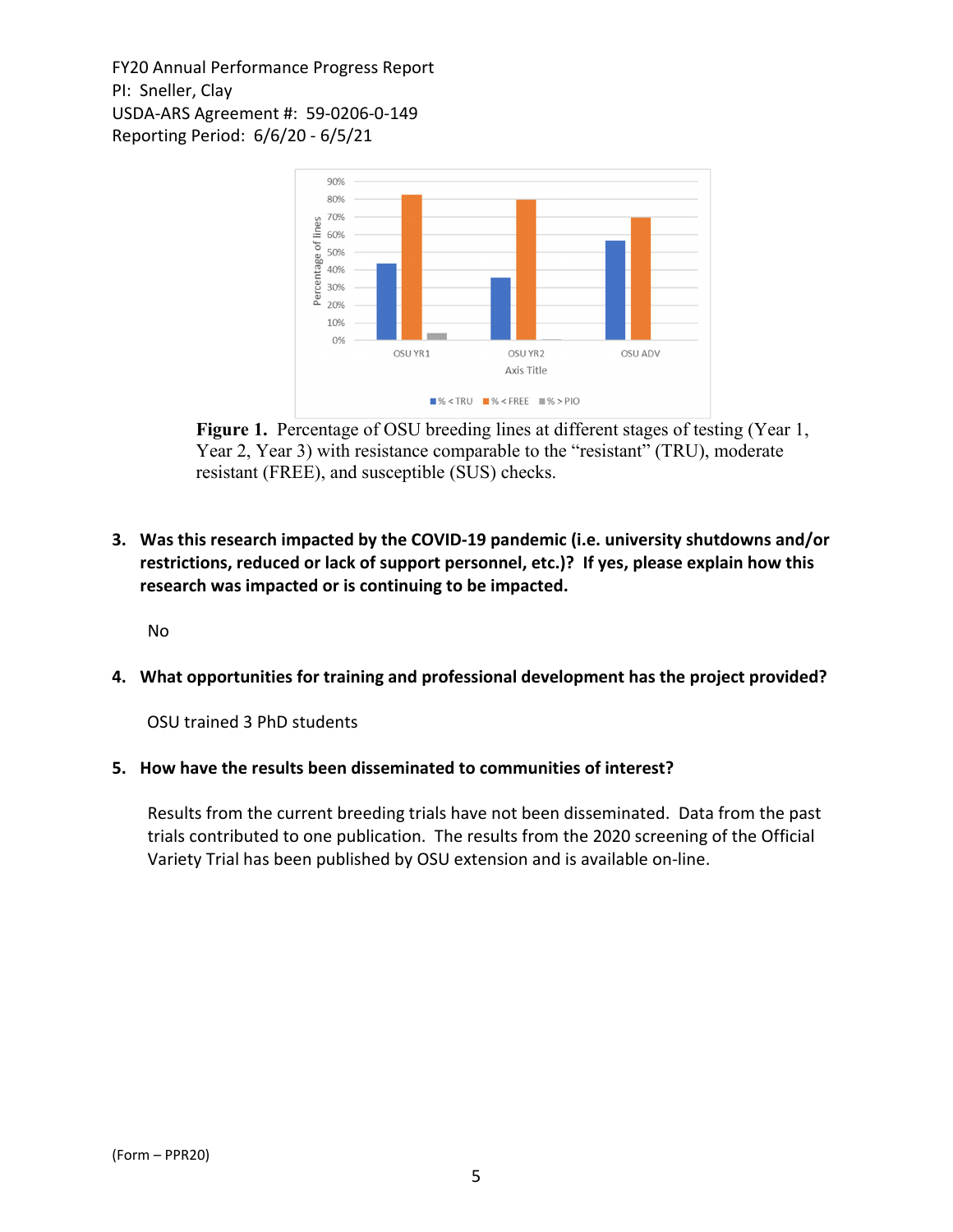**Figure 1.** Percentage of OSU breeding lines at different stages of testing (Year 1, Year 2, Year 3) with resistance comparable to the "resistant" (TRU), moderate resistant (FREE), and susceptible (SUS) checks.

3. **Was this research impacted by the COVID-19 pandemic (i.e. university shutdowns and/or restrictions, reduced or lack of support personnel, etc.)? If yes, please explain how this research was impacted or is continuing to be impacted.**

   No

4. **What opportunities for training and professional development has the project provided?**

   OSU trained 3 PhD students

5. **How have the results been disseminated to communities of interest?**

   Results from the current breeding trials have not been disseminated. Data from the past trials contributed to one publication. The results from the 2020 screening of the Official Variety Trial has been published by OSU extension and is available on-line.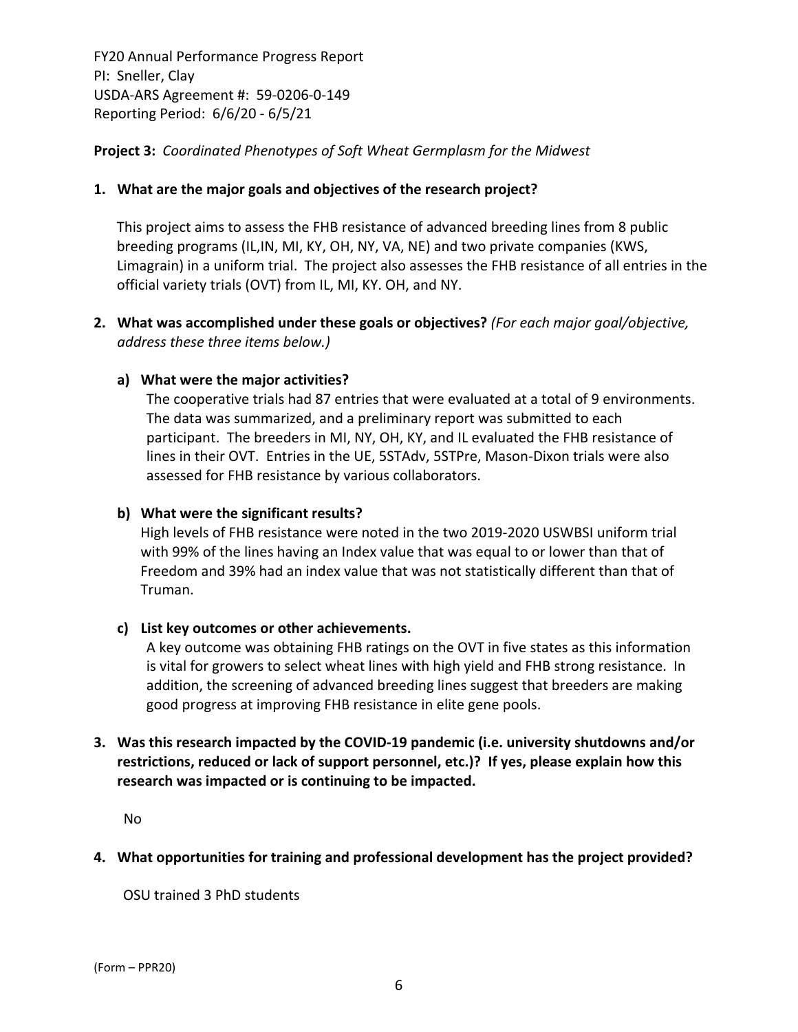FY20 Annual Performance Progress Report
PI: Sneller, Clay
USDA-ARS Agreement #: 59-0206-0-149
Reporting Period: 6/6/20 - 6/5/21

**Project 3:** *Coordinated Phenotypes of Soft Wheat Germplasm for the Midwest*

**1. What are the major goals and objectives of the research project?**

This project aims to assess the FHB resistance of advanced breeding lines from 8 public breeding programs (IL,IN, MI, KY, OH, NY, VA, NE) and two private companies (KWS, Limagrain) in a uniform trial. The project also assesses the FHB resistance of all entries in the official variety trials (OVT) from IL, MI, KY. OH, and NY.

**2. What was accomplished under these goals or objectives?** *(For each major goal/objective, address these three items below.)*

**a) What were the major activities?**

The cooperative trials had 87 entries that were evaluated at a total of 9 environments. The data was summarized, and a preliminary report was submitted to each participant. The breeders in MI, NY, OH, KY, and IL evaluated the FHB resistance of lines in their OVT. Entries in the UE, 5STAdv, 5STPre, Mason-Dixon trials were also assessed for FHB resistance by various collaborators.

**b) What were the significant results?**

High levels of FHB resistance were noted in the two 2019-2020 USWBSI uniform trial with 99% of the lines having an Index value that was equal to or lower than that of Freedom and 39% had an index value that was not statistically different than that of Truman.

**c) List key outcomes or other achievements.**

A key outcome was obtaining FHB ratings on the OVT in five states as this information is vital for growers to select wheat lines with high yield and FHB strong resistance. In addition, the screening of advanced breeding lines suggest that breeders are making good progress at improving FHB resistance in elite gene pools.

**3. Was this research impacted by the COVID-19 pandemic (i.e. university shutdowns and/or restrictions, reduced or lack of support personnel, etc.)? If yes, please explain how this research was impacted or is continuing to be impacted.**

No

**4. What opportunities for training and professional development has the project provided?**

OSU trained 3 PhD students

(Form – PPR20)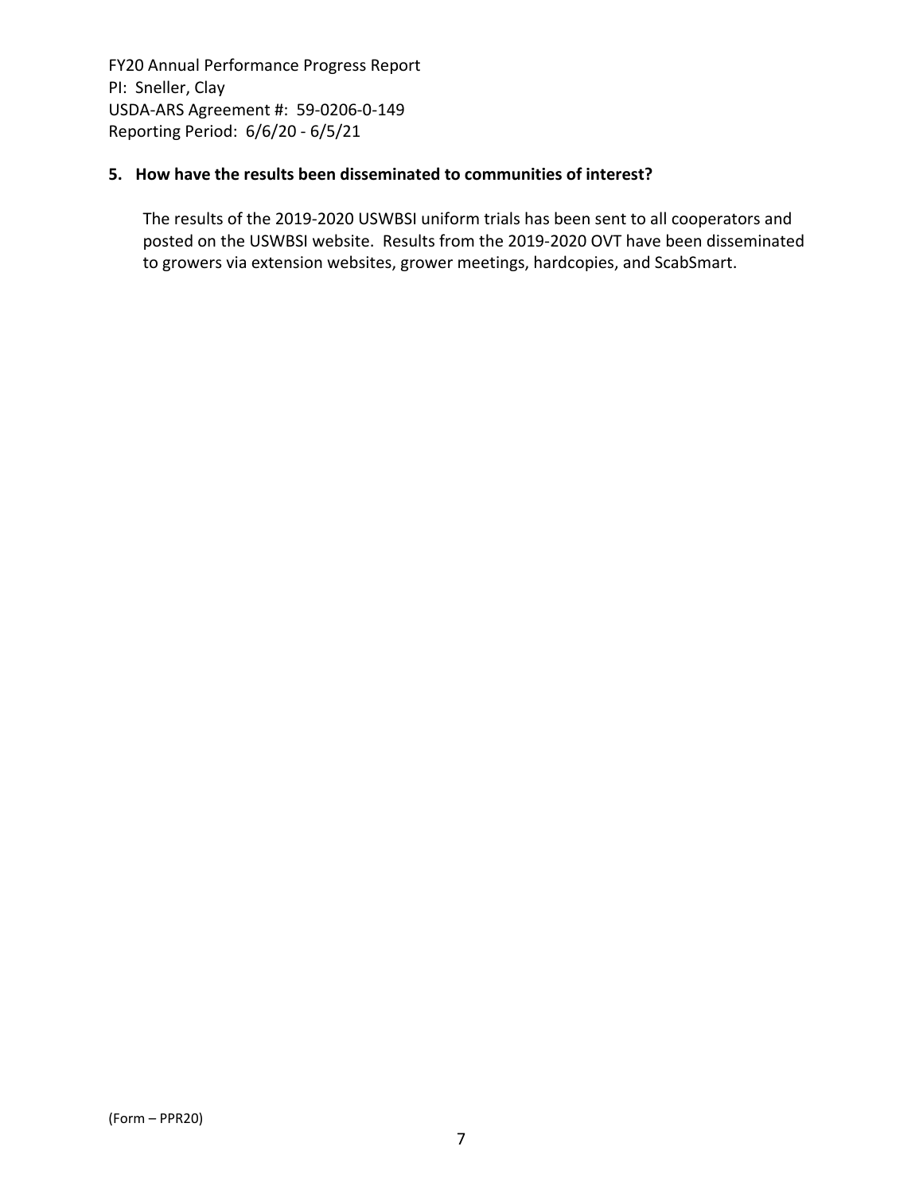**5. How have the results been disseminated to communities of interest?**

The results of the 2019-2020 USWBSI uniform trials has been sent to all cooperators and posted on the USWBSI website. Results from the 2019-2020 OVT have been disseminated to growers via extension websites, grower meetings, hardcopies, and ScabSmart.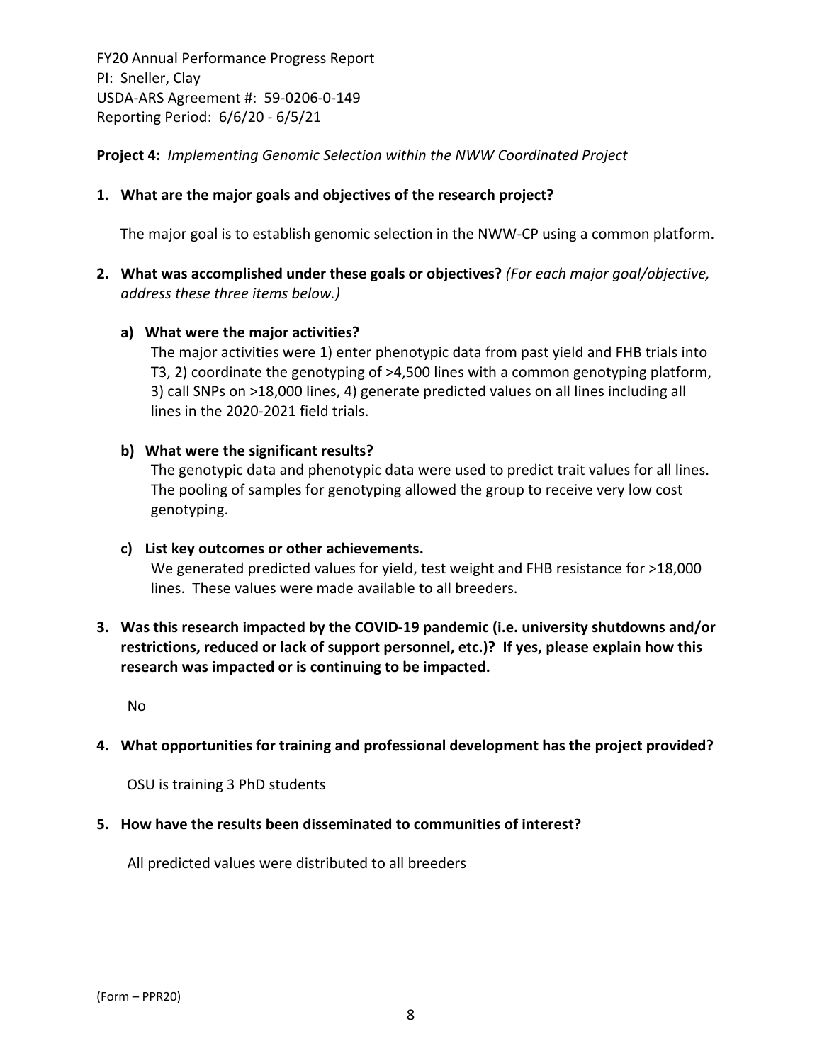FY20 Annual Performance Progress Report
PI: Sneller, Clay
USDA-ARS Agreement #: 59-0206-0-149
Reporting Period: 6/6/20 - 6/5/21

**Project 4:** *Implementing Genomic Selection within the NWW Coordinated Project*

**1. What are the major goals and objectives of the research project?**

The major goal is to establish genomic selection in the NWW-CP using a common platform.

**2. What was accomplished under these goals or objectives?** *(For each major goal/objective, address these three items below.)*

**a) What were the major activities?**

The major activities were 1) enter phenotypic data from past yield and FHB trials into T3, 2) coordinate the genotyping of >4,500 lines with a common genotyping platform, 3) call SNPs on >18,000 lines, 4) generate predicted values on all lines including all lines in the 2020-2021 field trials.

**b) What were the significant results?**

The genotypic data and phenotypic data were used to predict trait values for all lines. The pooling of samples for genotyping allowed the group to receive very low cost genotyping.

**c) List key outcomes or other achievements.**

We generated predicted values for yield, test weight and FHB resistance for >18,000 lines. These values were made available to all breeders.

**3. Was this research impacted by the COVID-19 pandemic (i.e. university shutdowns and/or restrictions, reduced or lack of support personnel, etc.)? If yes, please explain how this research was impacted or is continuing to be impacted.**

No

**4. What opportunities for training and professional development has the project provided?**

OSU is training 3 PhD students

**5. How have the results been disseminated to communities of interest?**

All predicted values were distributed to all breeders

(Form – PPR20)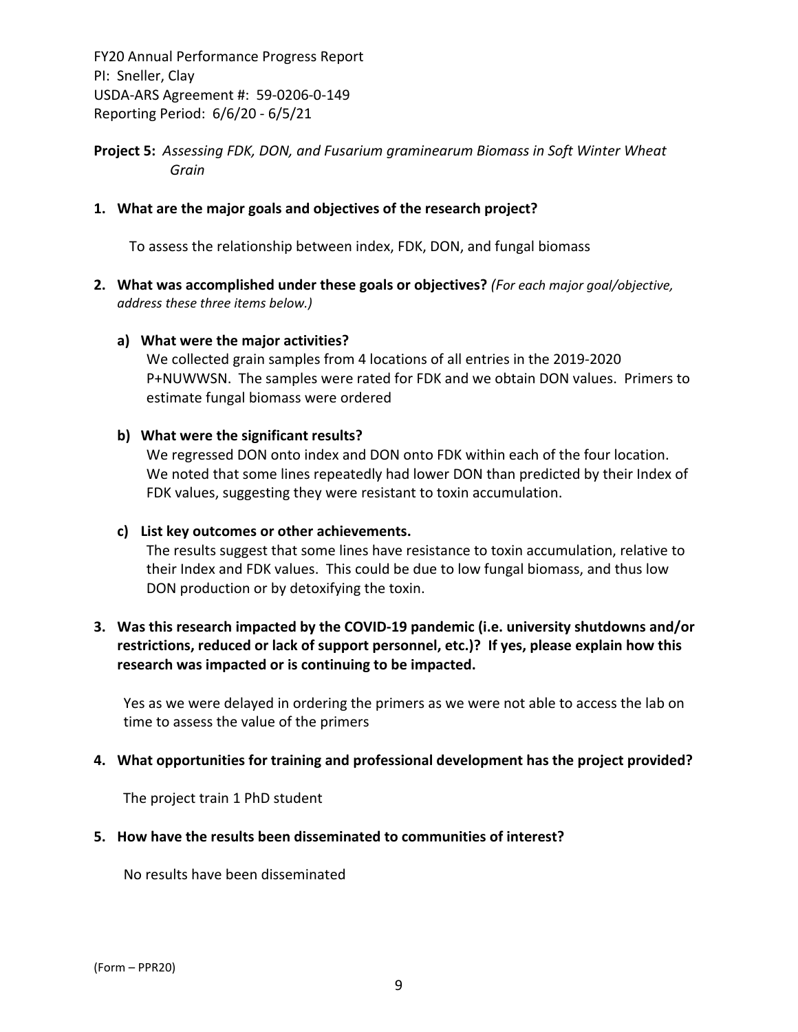FY20 Annual Performance Progress Report
PI: Sneller, Clay
USDA-ARS Agreement #: 59-0206-0-149
Reporting Period: 6/6/20 - 6/5/21

**Project 5:** *Assessing FDK, DON, and Fusarium graminearum Biomass in Soft Winter Wheat Grain*

**1. What are the major goals and objectives of the research project?**

To assess the relationship between index, FDK, DON, and fungal biomass

**2. What was accomplished under these goals or objectives?** *(For each major goal/objective, address these three items below.)*

**a) What were the major activities?**

We collected grain samples from 4 locations of all entries in the 2019-2020 P+NUWWSN. The samples were rated for FDK and we obtain DON values. Primers to estimate fungal biomass were ordered

**b) What were the significant results?**

We regressed DON onto index and DON onto FDK within each of the four location. We noted that some lines repeatedly had lower DON than predicted by their Index of FDK values, suggesting they were resistant to toxin accumulation.

**c) List key outcomes or other achievements.**

The results suggest that some lines have resistance to toxin accumulation, relative to their Index and FDK values. This could be due to low fungal biomass, and thus low DON production or by detoxifying the toxin.

**3. Was this research impacted by the COVID-19 pandemic (i.e. university shutdowns and/or restrictions, reduced or lack of support personnel, etc.)? If yes, please explain how this research was impacted or is continuing to be impacted.**

Yes as we were delayed in ordering the primers as we were not able to access the lab on time to assess the value of the primers

**4. What opportunities for training and professional development has the project provided?**

The project train 1 PhD student

**5. How have the results been disseminated to communities of interest?**

No results have been disseminated

(Form – PPR20)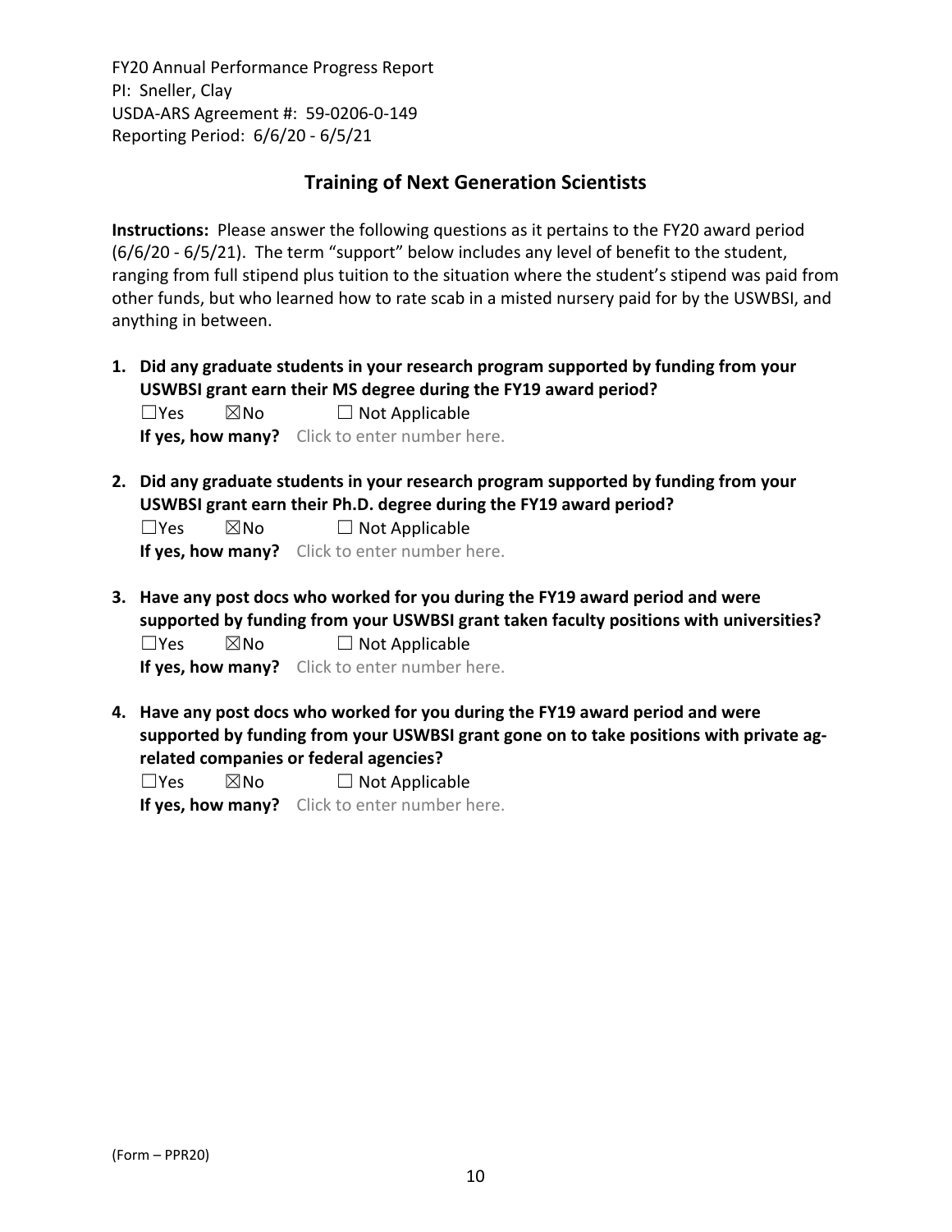## Training of Next Generation Scientists

**Instructions:** Please answer the following questions as it pertains to the FY20 award period (6/6/20 - 6/5/21). The term "support" below includes any level of benefit to the student, ranging from full stipend plus tuition to the situation where the student's stipend was paid from other funds, but who learned how to rate scab in a misted nursery paid for by the USWBSI, and anything in between.

1. **Did any graduate students in your research program supported by funding from your USWBSI grant earn their MS degree during the FY19 award period?**
   ☐Yes ☒No ☐ Not Applicable
   **If yes, how many?** Click to enter number here.

2. **Did any graduate students in your research program supported by funding from your USWBSI grant earn their Ph.D. degree during the FY19 award period?**
   ☐Yes ☒No ☐ Not Applicable
   **If yes, how many?** Click to enter number here.

3. **Have any post docs who worked for you during the FY19 award period and were supported by funding from your USWBSI grant taken faculty positions with universities?**
   ☐Yes ☒No ☐ Not Applicable
   **If yes, how many?** Click to enter number here.

4. **Have any post docs who worked for you during the FY19 award period and were supported by funding from your USWBSI grant gone on to take positions with private ag-related companies or federal agencies?**
   ☐Yes ☒No ☐ Not Applicable
   **If yes, how many?** Click to enter number here.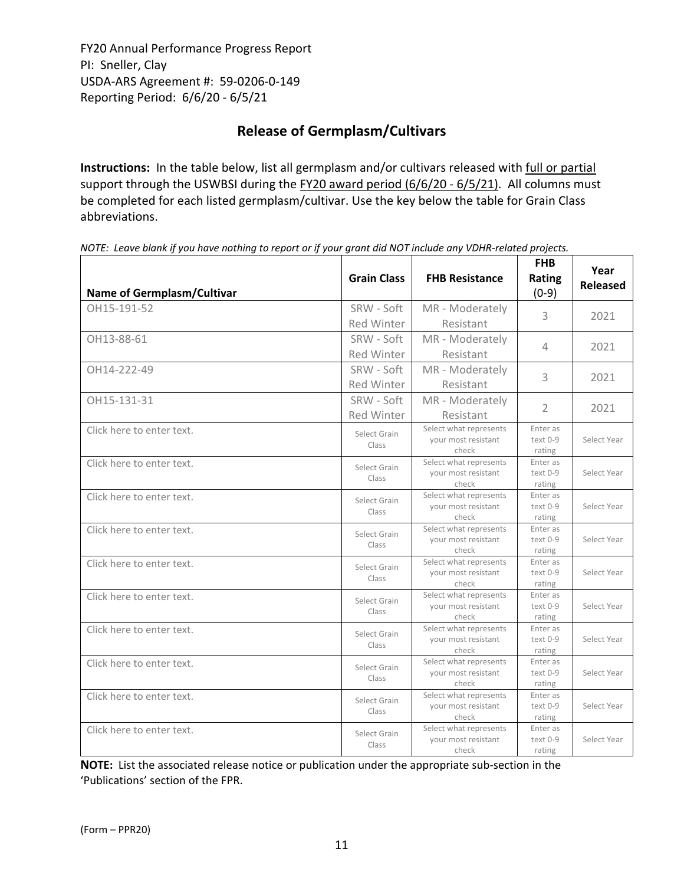FY20 Annual Performance Progress Report
PI: Sneller, Clay
USDA-ARS Agreement #: 59-0206-0-149
Reporting Period: 6/6/20 - 6/5/21

## Release of Germplasm/Cultivars

**Instructions:** In the table below, list all germplasm and/or cultivars released with full or partial support through the USWBSI during the FY20 award period (6/6/20 - 6/5/21). All columns must be completed for each listed germplasm/cultivar. Use the key below the table for Grain Class abbreviations.

*NOTE: Leave blank if you have nothing to report or if your grant did NOT include any VDHR-related projects.*

| Name of Germplasm/Cultivar | Grain Class | FHB Resistance | FHB Rating (0-9) | Year Released |
|---|---|---|---|---|
| OH15-191-52 | SRW - Soft Red Winter | MR - Moderately Resistant | 3 | 2021 |
| OH13-88-61 | SRW - Soft Red Winter | MR - Moderately Resistant | 4 | 2021 |
| OH14-222-49 | SRW - Soft Red Winter | MR - Moderately Resistant | 3 | 2021 |
| OH15-131-31 | SRW - Soft Red Winter | MR - Moderately Resistant | 2 | 2021 |
| Click here to enter text. | Select Grain Class | Select what represents your most resistant check | Enter as text 0-9 rating | Select Year |
| Click here to enter text. | Select Grain Class | Select what represents your most resistant check | Enter as text 0-9 rating | Select Year |
| Click here to enter text. | Select Grain Class | Select what represents your most resistant check | Enter as text 0-9 rating | Select Year |
| Click here to enter text. | Select Grain Class | Select what represents your most resistant check | Enter as text 0-9 rating | Select Year |
| Click here to enter text. | Select Grain Class | Select what represents your most resistant check | Enter as text 0-9 rating | Select Year |
| Click here to enter text. | Select Grain Class | Select what represents your most resistant check | Enter as text 0-9 rating | Select Year |
| Click here to enter text. | Select Grain Class | Select what represents your most resistant check | Enter as text 0-9 rating | Select Year |
| Click here to enter text. | Select Grain Class | Select what represents your most resistant check | Enter as text 0-9 rating | Select Year |
| Click here to enter text. | Select Grain Class | Select what represents your most resistant check | Enter as text 0-9 rating | Select Year |
| Click here to enter text. | Select Grain Class | Select what represents your most resistant check | Enter as text 0-9 rating | Select Year |

**NOTE:** List the associated release notice or publication under the appropriate sub-section in the 'Publications' section of the FPR.

(Form – PPR20)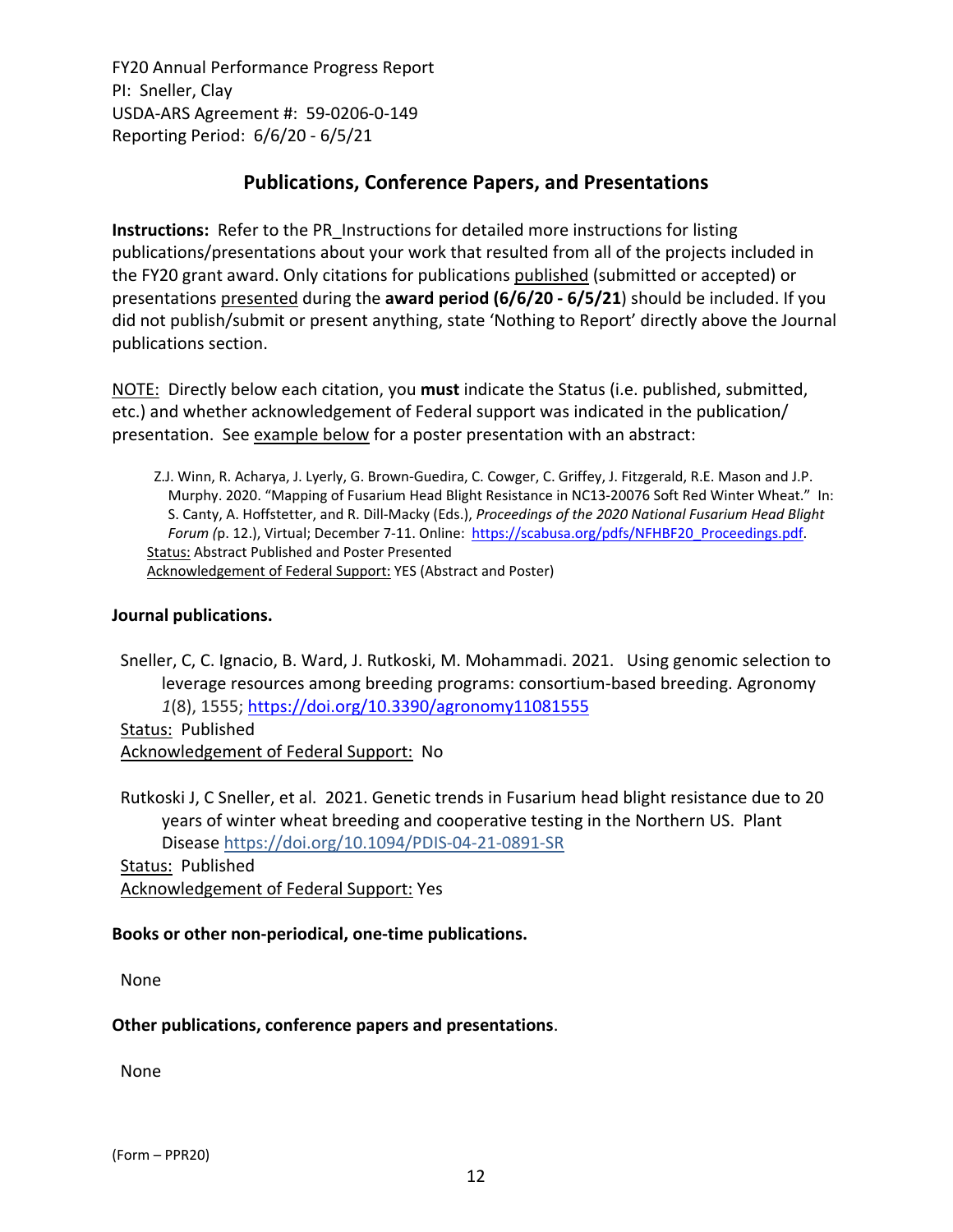FY20 Annual Performance Progress Report
PI: Sneller, Clay
USDA-ARS Agreement #: 59-0206-0-149
Reporting Period: 6/6/20 - 6/5/21

## Publications, Conference Papers, and Presentations

**Instructions:** Refer to the PR_Instructions for detailed more instructions for listing publications/presentations about your work that resulted from all of the projects included in the FY20 grant award. Only citations for publications published (submitted or accepted) or presentations presented during the **award period (6/6/20 - 6/5/21)** should be included. If you did not publish/submit or present anything, state 'Nothing to Report' directly above the Journal publications section.

NOTE: Directly below each citation, you **must** indicate the Status (i.e. published, submitted, etc.) and whether acknowledgement of Federal support was indicated in the publication/ presentation. See example below for a poster presentation with an abstract:

> Z.J. Winn, R. Acharya, J. Lyerly, G. Brown-Guedira, C. Cowger, C. Griffey, J. Fitzgerald, R.E. Mason and J.P. Murphy. 2020. "Mapping of Fusarium Head Blight Resistance in NC13-20076 Soft Red Winter Wheat." In: S. Canty, A. Hoffstetter, and R. Dill-Macky (Eds.), *Proceedings of the 2020 National Fusarium Head Blight Forum (*p. 12.), Virtual; December 7-11. Online: https://scabusa.org/pdfs/NFHBF20_Proceedings.pdf.
> Status: Abstract Published and Poster Presented
> Acknowledgement of Federal Support: YES (Abstract and Poster)

### Journal publications.

Sneller, C, C. Ignacio, B. Ward, J. Rutkoski, M. Mohammadi. 2021. Using genomic selection to leverage resources among breeding programs: consortium-based breeding. Agronomy *1*(8), 1555; https://doi.org/10.3390/agronomy11081555
Status: Published
Acknowledgement of Federal Support: No

Rutkoski J, C Sneller, et al. 2021. Genetic trends in Fusarium head blight resistance due to 20 years of winter wheat breeding and cooperative testing in the Northern US. Plant Disease https://doi.org/10.1094/PDIS-04-21-0891-SR
Status: Published
Acknowledgement of Federal Support: Yes

### Books or other non-periodical, one-time publications.

None

### Other publications, conference papers and presentations.

None

(Form – PPR20)